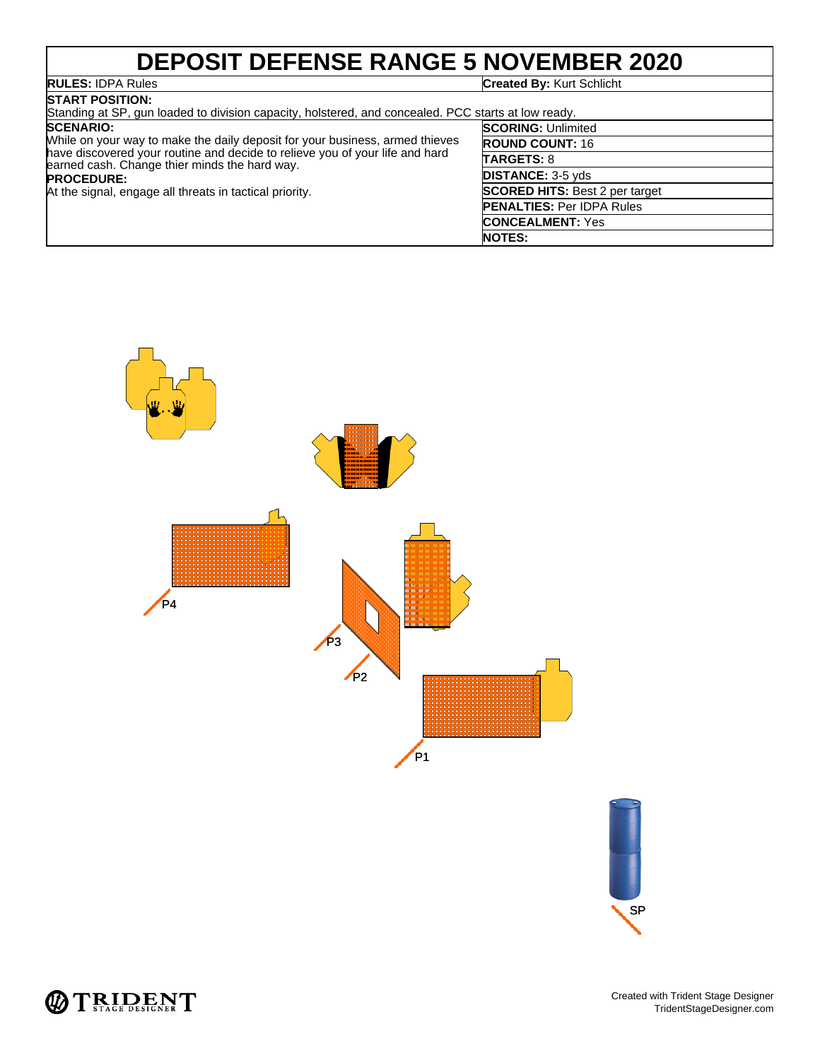# DEPOSIT DEFENSE RANGE 5 NOVEMBER 2020

**RULES:** IDPA Rules

**Created By:** Kurt Schlicht

**START POSITION:**
Standing at SP, gun loaded to division capacity, holstered, and concealed. PCC starts at low ready.

**SCENARIO:**
While on your way to make the daily deposit for your business, armed thieves have discovered your routine and decide to relieve you of your life and hard earned cash. Change thier minds the hard way.

**PROCEDURE:**
At the signal, engage all threats in tactical priority.

**SCORING:** Unlimited

**ROUND COUNT:** 16

**TARGETS:** 8

**DISTANCE:** 3-5 yds

**SCORED HITS:** Best 2 per target

**PENALTIES:** Per IDPA Rules

**CONCEALMENT:** Yes

**NOTES:**

P4

P3

P2

P1

SP

Created with Trident Stage Designer
TridentStageDesigner.com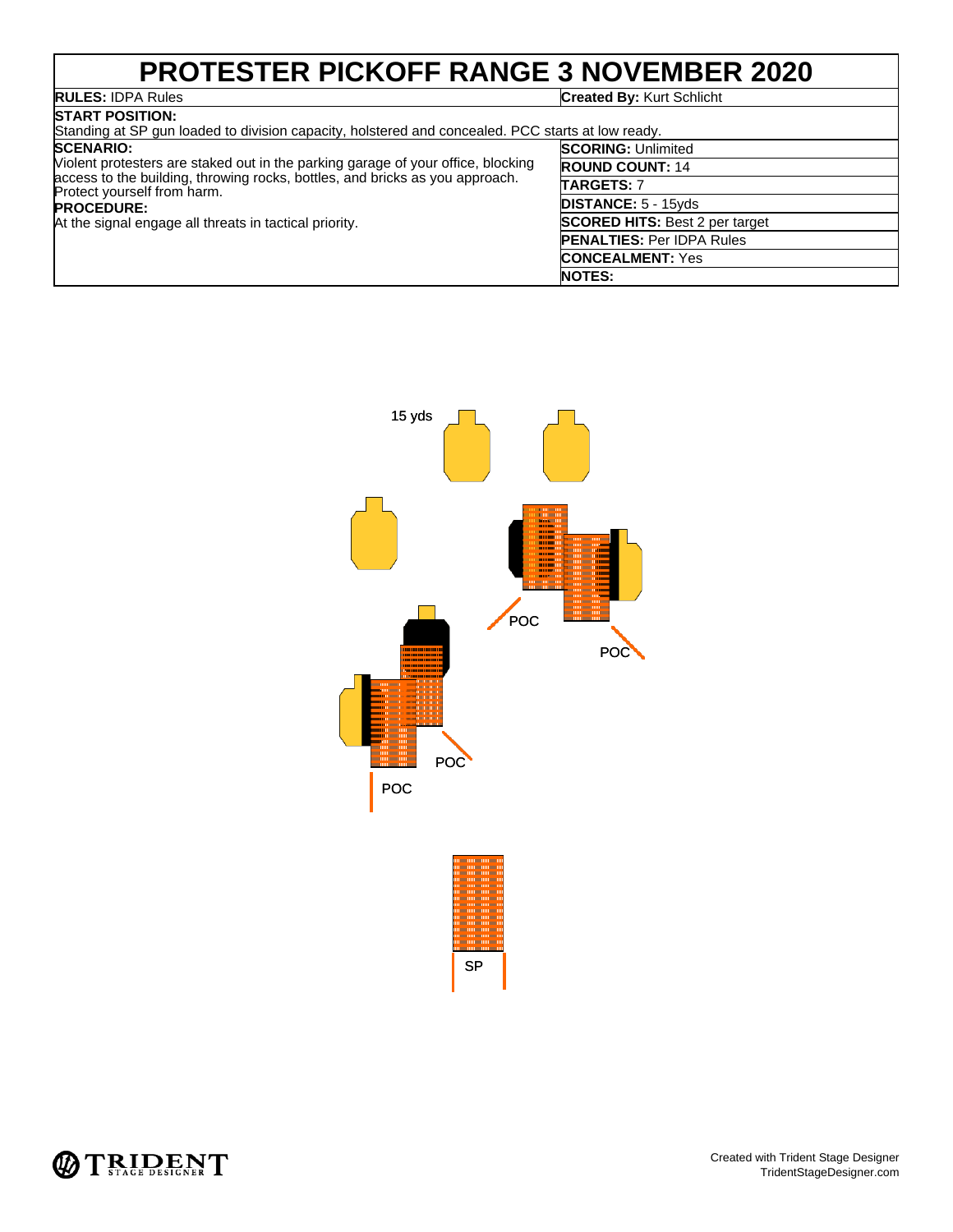# PROTESTER PICKOFF RANGE 3 NOVEMBER 2020

**RULES:** IDPA Rules

**Created By:** Kurt Schlicht

**START POSITION:**
Standing at SP gun loaded to division capacity, holstered and concealed. PCC starts at low ready.

**SCENARIO:**
Violent protesters are staked out in the parking garage of your office, blocking access to the building, throwing rocks, bottles, and bricks as you approach. Protect yourself from harm.

**PROCEDURE:**
At the signal engage all threats in tactical priority.

**SCORING:** Unlimited

**ROUND COUNT:** 14

**TARGETS:** 7

**DISTANCE:** 5 - 15yds

**SCORED HITS:** Best 2 per target

**PENALTIES:** Per IDPA Rules

**CONCEALMENT:** Yes

**NOTES:**

15 yds

POC

POC

POC

POC

SP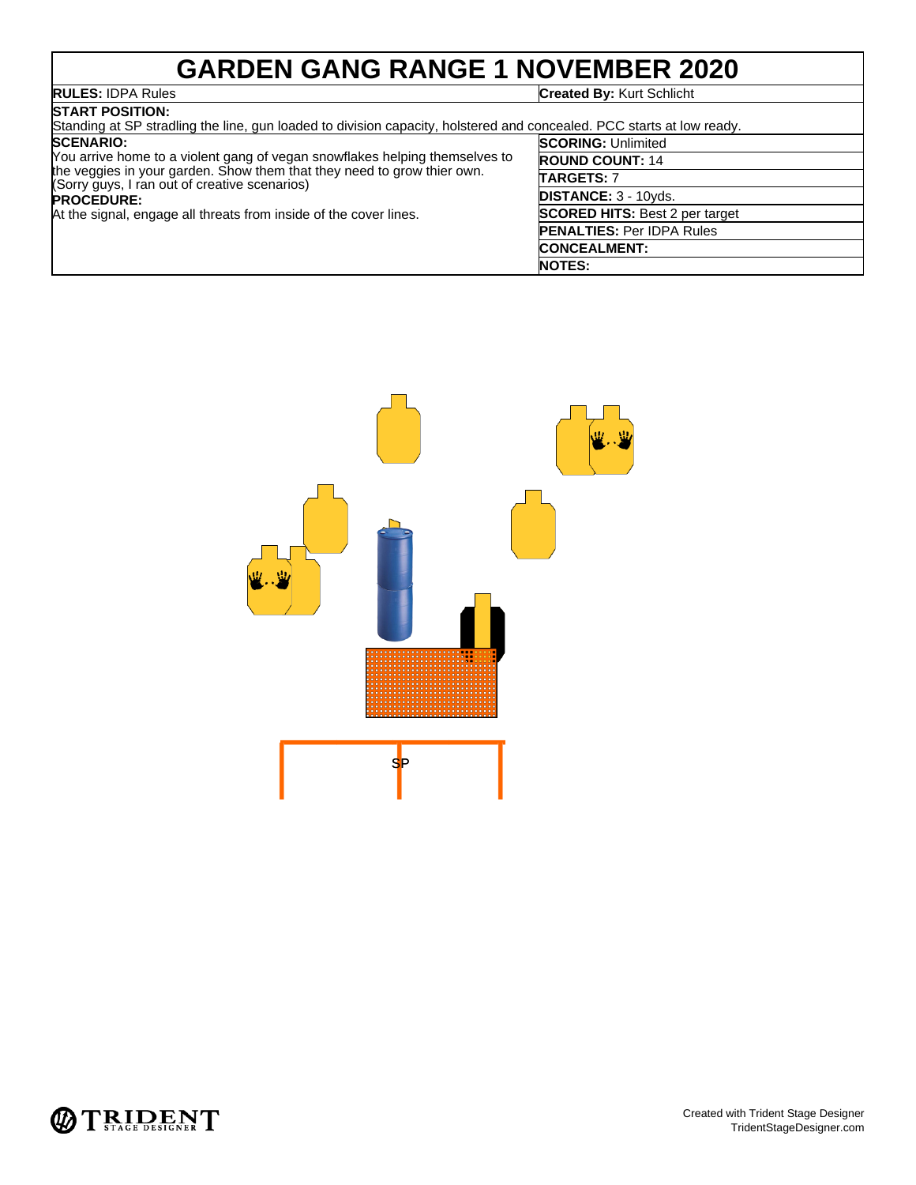# GARDEN GANG RANGE 1 NOVEMBER 2020

| | |
|---|---|
| **RULES:** IDPA Rules | **Created By:** Kurt Schlicht |

**START POSITION:**
Standing at SP stradling the line, gun loaded to division capacity, holstered and concealed. PCC starts at low ready.

**SCENARIO:**
You arrive home to a violent gang of vegan snowflakes helping themselves to the veggies in your garden. Show them that they need to grow thier own. (Sorry guys, I ran out of creative scenarios)

**PROCEDURE:**
At the signal, engage all threats from inside of the cover lines.

**SCORING:** Unlimited
**ROUND COUNT:** 14
**TARGETS:** 7
**DISTANCE:** 3 - 10yds.
**SCORED HITS:** Best 2 per target
**PENALTIES:** Per IDPA Rules
**CONCEALMENT:**
**NOTES:**

SP

Created with Trident Stage Designer
TridentStageDesigner.com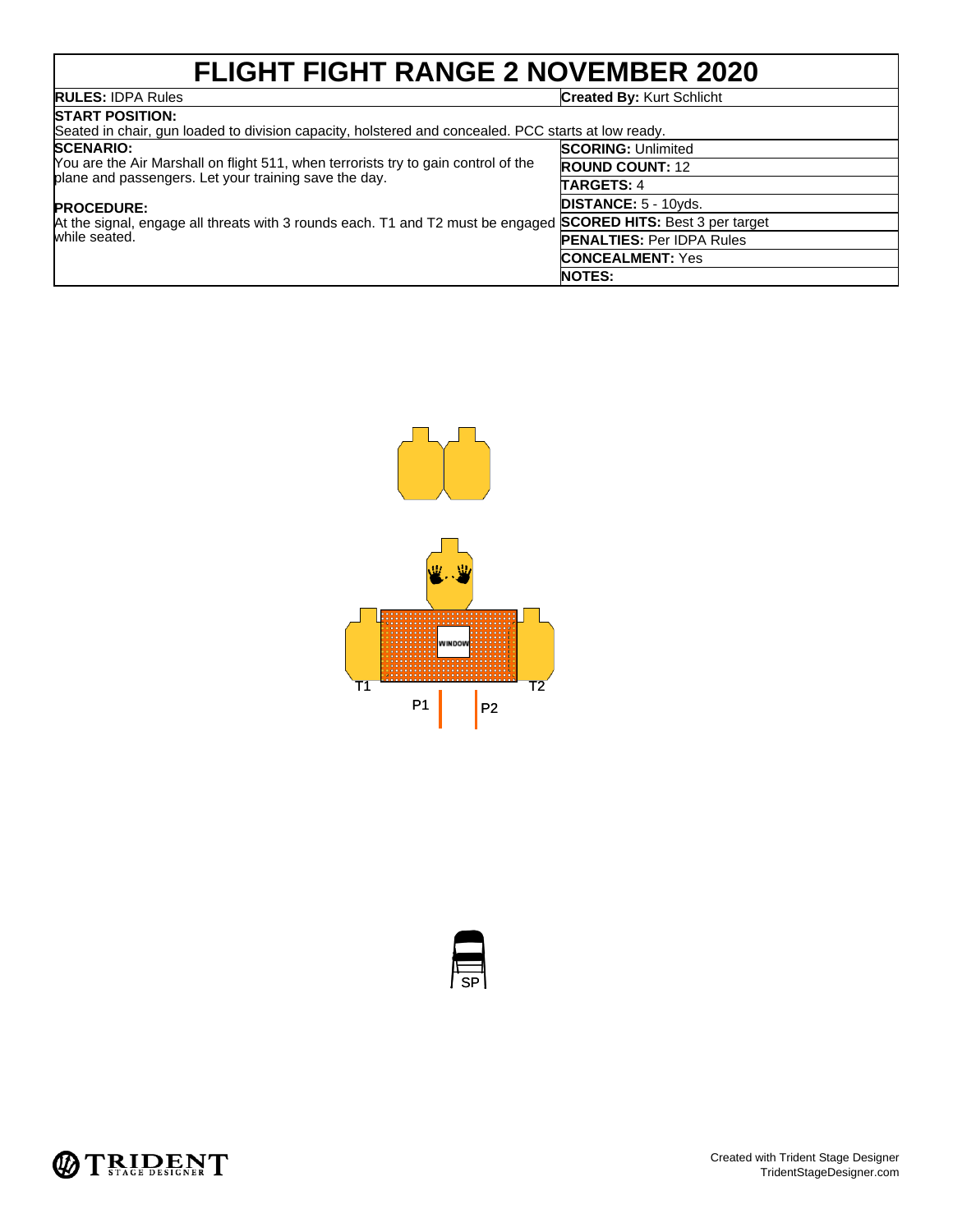# FLIGHT FIGHT RANGE 2 NOVEMBER 2020

**RULES:** IDPA Rules

**Created By:** Kurt Schlicht

**START POSITION:**
Seated in chair, gun loaded to division capacity, holstered and concealed. PCC starts at low ready.

**SCENARIO:**
You are the Air Marshall on flight 511, when terrorists try to gain control of the plane and passengers. Let your training save the day.

**PROCEDURE:**
At the signal, engage all threats with 3 rounds each. T1 and T2 must be engaged while seated.

| | |
|---|---|
| **SCORING:** | Unlimited |
| **ROUND COUNT:** | 12 |
| **TARGETS:** | 4 |
| **DISTANCE:** | 5 - 10yds. |
| **SCORED HITS:** | Best 3 per target |
| **PENALTIES:** | Per IDPA Rules |
| **CONCEALMENT:** | Yes |
| **NOTES:** | |

WINDOW

T1 T2

P1 P2

SP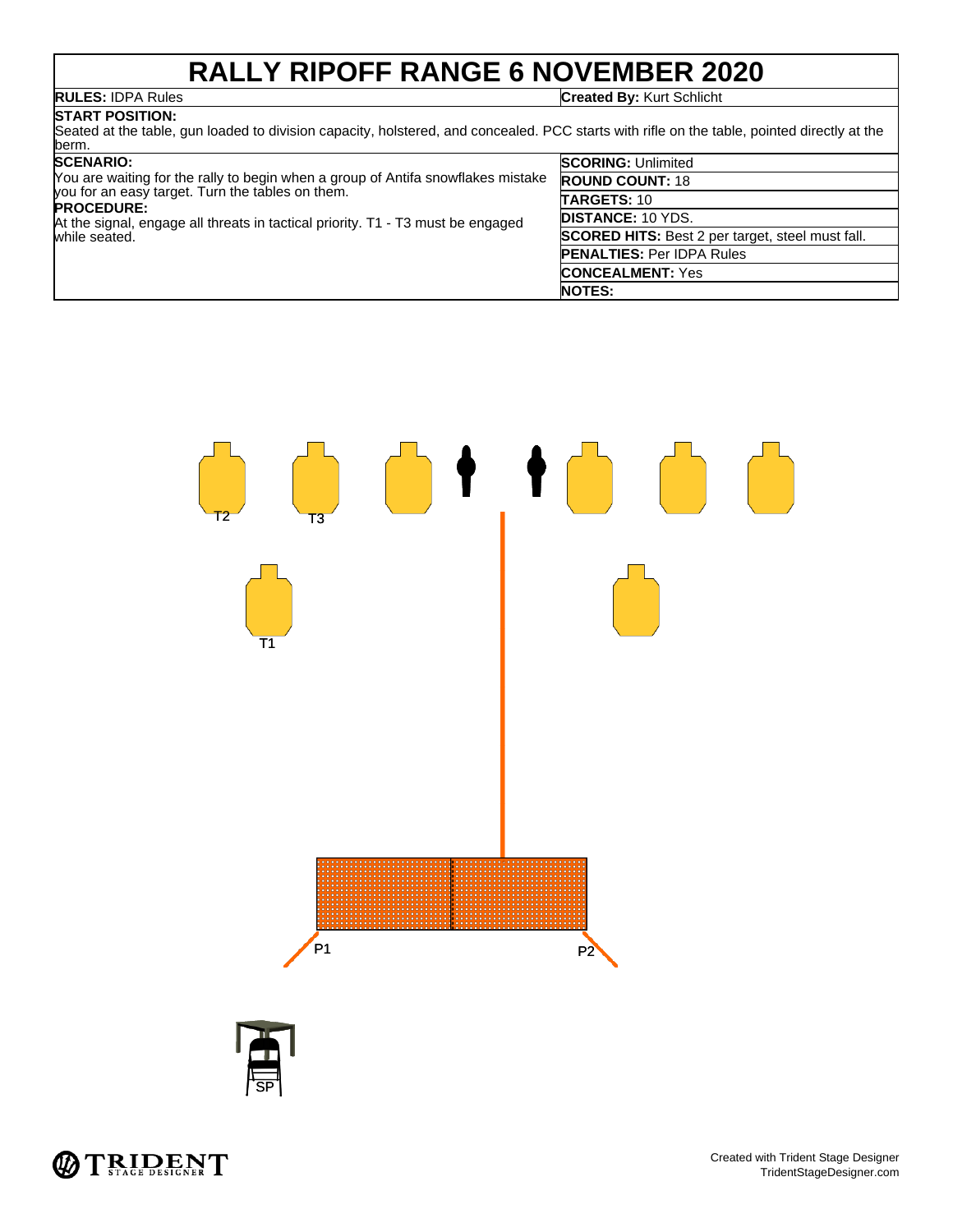# RALLY RIPOFF RANGE 6 NOVEMBER 2020

**RULES:** IDPA Rules

**Created By:** Kurt Schlicht

**START POSITION:**
Seated at the table, gun loaded to division capacity, holstered, and concealed. PCC starts with rifle on the table, pointed directly at the berm.

**SCENARIO:**
You are waiting for the rally to begin when a group of Antifa snowflakes mistake you for an easy target. Turn the tables on them.

**PROCEDURE:**
At the signal, engage all threats in tactical priority. T1 - T3 must be engaged while seated.

**SCORING:** Unlimited

**ROUND COUNT:** 18

**TARGETS:** 10

**DISTANCE:** 10 YDS.

**SCORED HITS:** Best 2 per target, steel must fall.

**PENALTIES:** Per IDPA Rules

**CONCEALMENT:** Yes

**NOTES:**

T2 T3

T1

P1 P2

SP

Created with Trident Stage Designer
TridentStageDesigner.com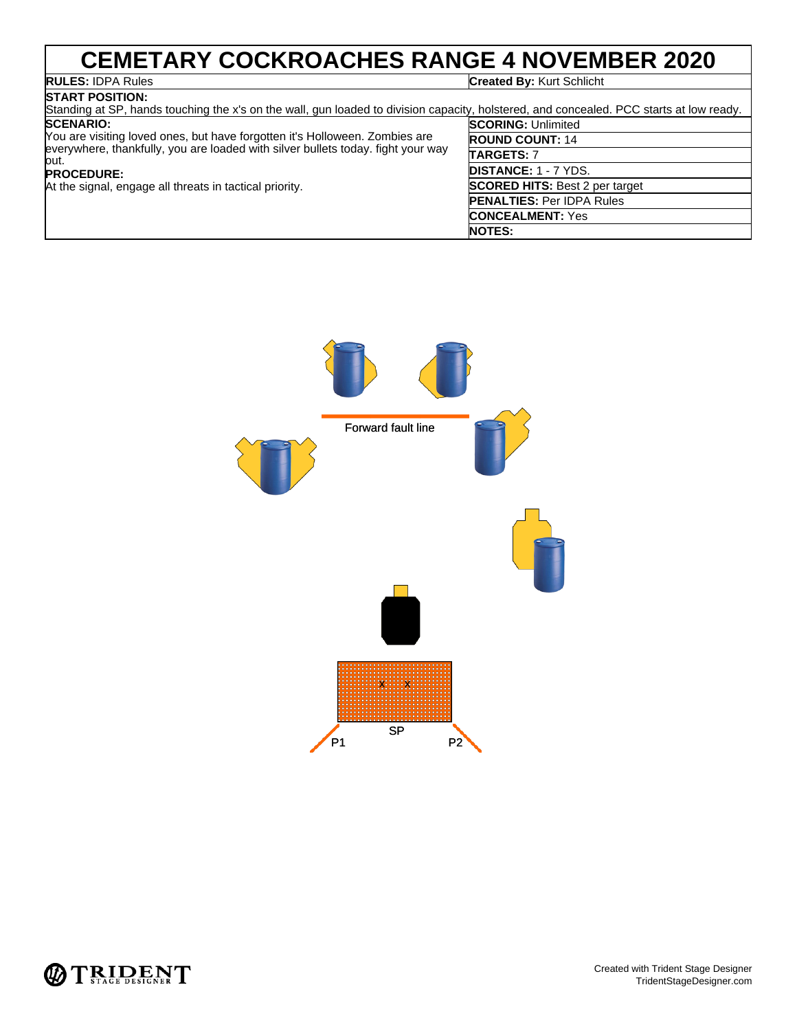# CEMETARY COCKROACHES RANGE 4 NOVEMBER 2020

| **RULES:** IDPA Rules | **Created By:** Kurt Schlicht |
|---|---|

**START POSITION:**
Standing at SP, hands touching the x's on the wall, gun loaded to division capacity, holstered, and concealed. PCC starts at low ready.

**SCENARIO:**
You are visiting loved ones, but have forgotten it's Holloween. Zombies are everywhere, thankfully, you are loaded with silver bullets today. fight your way out.

**PROCEDURE:**
At the signal, engage all threats in tactical priority.

| | |
|---|---|
| **SCORING:** | Unlimited |
| **ROUND COUNT:** | 14 |
| **TARGETS:** | 7 |
| **DISTANCE:** | 1 - 7 YDS. |
| **SCORED HITS:** | Best 2 per target |
| **PENALTIES:** | Per IDPA Rules |
| **CONCEALMENT:** | Yes |
| **NOTES:** | |

Forward fault line

x x

SP

P1

P2

Created with Trident Stage Designer
TridentStageDesigner.com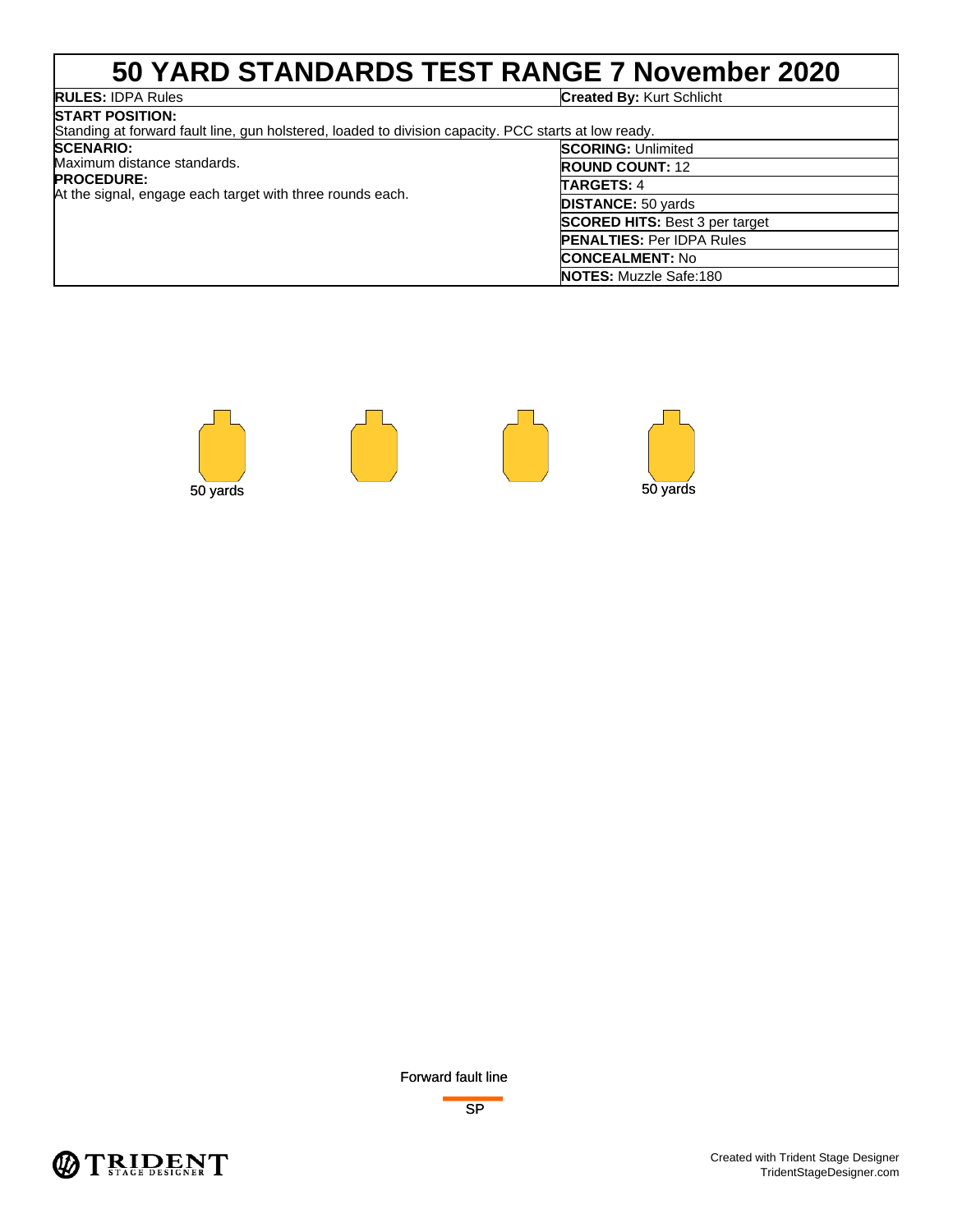# 50 YARD STANDARDS TEST RANGE 7 November 2020

| | |
|---|---|
| **RULES:** IDPA Rules | **Created By:** Kurt Schlicht |

**START POSITION:**
Standing at forward fault line, gun holstered, loaded to division capacity. PCC starts at low ready.

| | |
|---|---|
| **SCENARIO:** Maximum distance standards. | **SCORING:** Unlimited |
| **PROCEDURE:** At the signal, engage each target with three rounds each. | **ROUND COUNT:** 12 |
| | **TARGETS:** 4 |
| | **DISTANCE:** 50 yards |
| | **SCORED HITS:** Best 3 per target |
| | **PENALTIES:** Per IDPA Rules |
| | **CONCEALMENT:** No |
| | **NOTES:** Muzzle Safe:180 |

50 yards

50 yards

Forward fault line

SP

Created with Trident Stage Designer
TridentStageDesigner.com